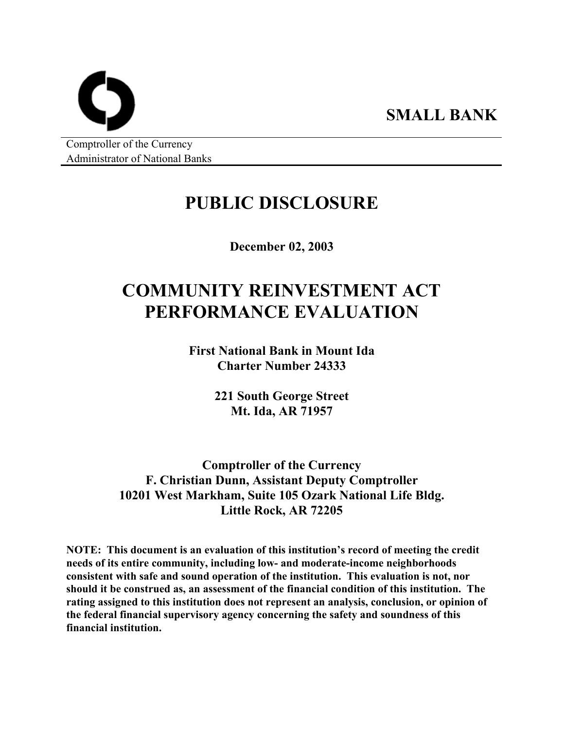**SMALL BANK**

Comptroller of the Currency
Administrator of National Banks

# PUBLIC DISCLOSURE

**December 02, 2003**

# COMMUNITY REINVESTMENT ACT PERFORMANCE EVALUATION

**First National Bank in Mount Ida**
**Charter Number 24333**

**221 South George Street**
**Mt. Ida, AR 71957**

**Comptroller of the Currency**
**F. Christian Dunn, Assistant Deputy Comptroller**
**10201 West Markham, Suite 105 Ozark National Life Bldg.**
**Little Rock, AR 72205**

**NOTE: This document is an evaluation of this institution's record of meeting the credit needs of its entire community, including low- and moderate-income neighborhoods consistent with safe and sound operation of the institution. This evaluation is not, nor should it be construed as, an assessment of the financial condition of this institution. The rating assigned to this institution does not represent an analysis, conclusion, or opinion of the federal financial supervisory agency concerning the safety and soundness of this financial institution.**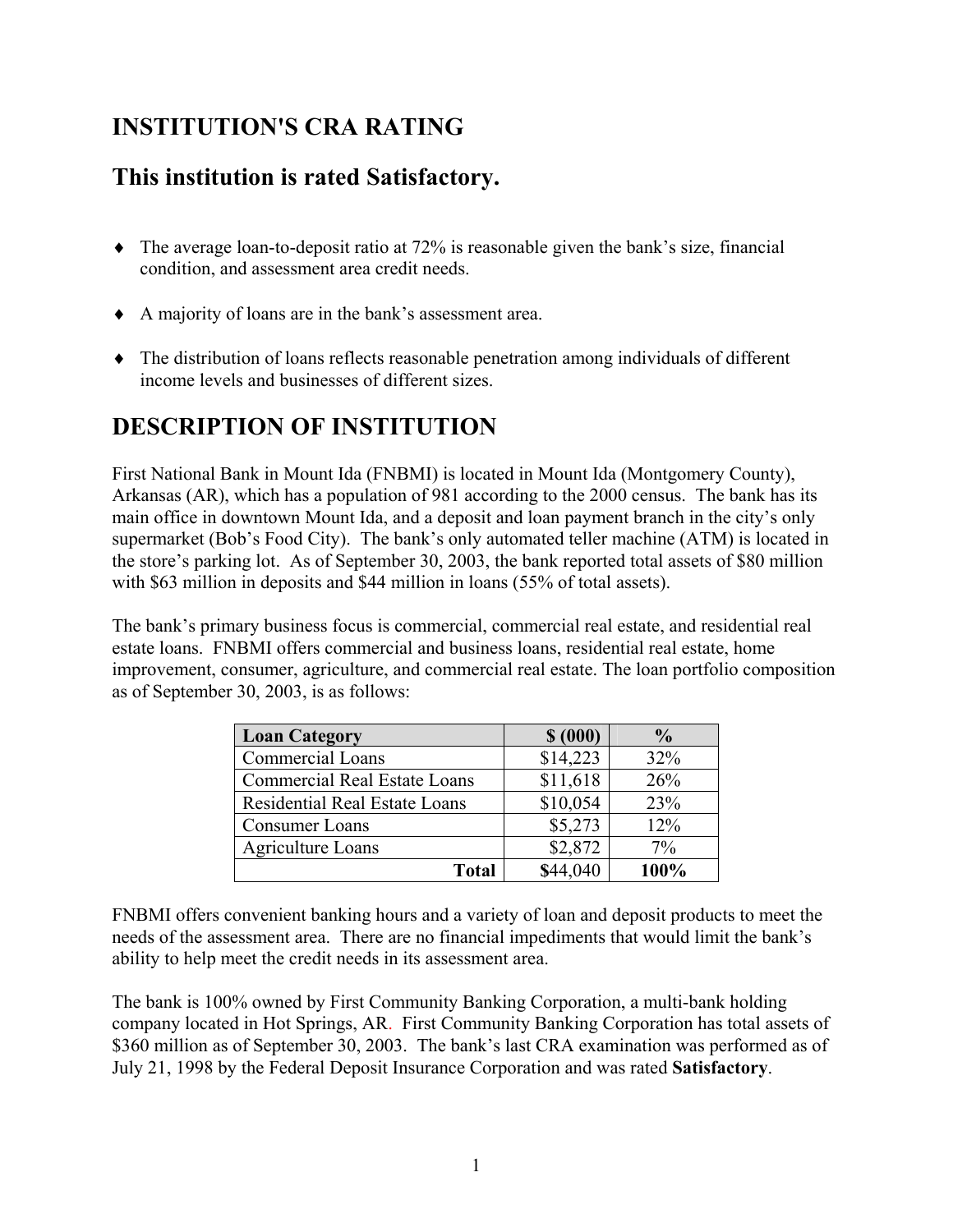## INSTITUTION'S CRA RATING

## This institution is rated Satisfactory.

- The average loan-to-deposit ratio at 72% is reasonable given the bank's size, financial condition, and assessment area credit needs.
- A majority of loans are in the bank's assessment area.
- The distribution of loans reflects reasonable penetration among individuals of different income levels and businesses of different sizes.

# DESCRIPTION OF INSTITUTION

First National Bank in Mount Ida (FNBMI) is located in Mount Ida (Montgomery County), Arkansas (AR), which has a population of 981 according to the 2000 census. The bank has its main office in downtown Mount Ida, and a deposit and loan payment branch in the city's only supermarket (Bob's Food City). The bank's only automated teller machine (ATM) is located in the store's parking lot. As of September 30, 2003, the bank reported total assets of $80 million with $63 million in deposits and $44 million in loans (55% of total assets).

The bank's primary business focus is commercial, commercial real estate, and residential real estate loans. FNBMI offers commercial and business loans, residential real estate, home improvement, consumer, agriculture, and commercial real estate. The loan portfolio composition as of September 30, 2003, is as follows:

| Loan Category | $ (000) | % |
|---|---|---|
| Commercial Loans | $14,223 | 32% |
| Commercial Real Estate Loans | $11,618 | 26% |
| Residential Real Estate Loans | $10,054 | 23% |
| Consumer Loans | $5,273 | 12% |
| Agriculture Loans | $2,872 | 7% |
| **Total** | **$44,040** | **100%** |

FNBMI offers convenient banking hours and a variety of loan and deposit products to meet the needs of the assessment area. There are no financial impediments that would limit the bank's ability to help meet the credit needs in its assessment area.

The bank is 100% owned by First Community Banking Corporation, a multi-bank holding company located in Hot Springs, AR. First Community Banking Corporation has total assets of $360 million as of September 30, 2003. The bank's last CRA examination was performed as of July 21, 1998 by the Federal Deposit Insurance Corporation and was rated **Satisfactory**.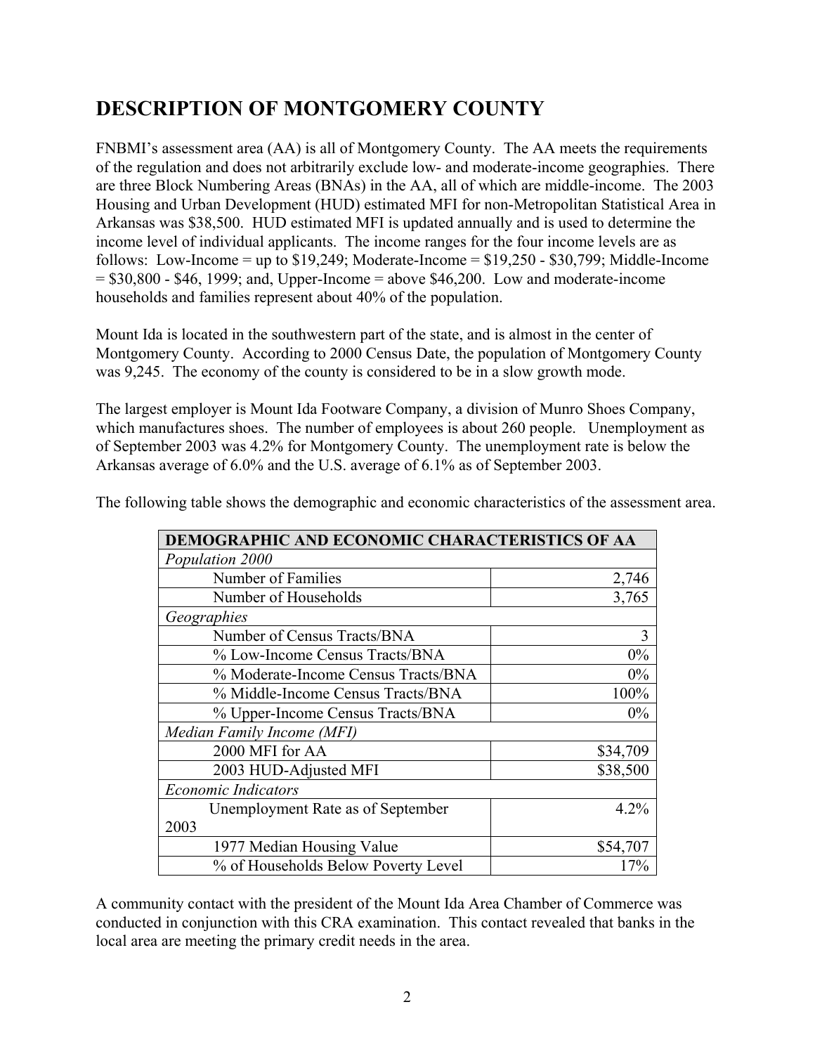# DESCRIPTION OF MONTGOMERY COUNTY

FNBMI's assessment area (AA) is all of Montgomery County. The AA meets the requirements of the regulation and does not arbitrarily exclude low- and moderate-income geographies. There are three Block Numbering Areas (BNAs) in the AA, all of which are middle-income. The 2003 Housing and Urban Development (HUD) estimated MFI for non-Metropolitan Statistical Area in Arkansas was $38,500. HUD estimated MFI is updated annually and is used to determine the income level of individual applicants. The income ranges for the four income levels are as follows: Low-Income = up to $19,249; Moderate-Income = $19,250 - $30,799; Middle-Income = $30,800 - $46, 1999; and, Upper-Income = above $46,200. Low and moderate-income households and families represent about 40% of the population.

Mount Ida is located in the southwestern part of the state, and is almost in the center of Montgomery County. According to 2000 Census Date, the population of Montgomery County was 9,245. The economy of the county is considered to be in a slow growth mode.

The largest employer is Mount Ida Footware Company, a division of Munro Shoes Company, which manufactures shoes. The number of employees is about 260 people. Unemployment as of September 2003 was 4.2% for Montgomery County. The unemployment rate is below the Arkansas average of 6.0% and the U.S. average of 6.1% as of September 2003.

The following table shows the demographic and economic characteristics of the assessment area.

| DEMOGRAPHIC AND ECONOMIC CHARACTERISTICS OF AA | |
|---|---|
| *Population 2000* | |
| Number of Families | 2,746 |
| Number of Households | 3,765 |
| *Geographies* | |
| Number of Census Tracts/BNA | 3 |
| % Low-Income Census Tracts/BNA | 0% |
| % Moderate-Income Census Tracts/BNA | 0% |
| % Middle-Income Census Tracts/BNA | 100% |
| % Upper-Income Census Tracts/BNA | 0% |
| *Median Family Income (MFI)* | |
| 2000 MFI for AA | $34,709 |
| 2003 HUD-Adjusted MFI | $38,500 |
| *Economic Indicators* | |
| Unemployment Rate as of September 2003 | 4.2% |
| 1977 Median Housing Value | $54,707 |
| % of Households Below Poverty Level | 17% |

A community contact with the president of the Mount Ida Area Chamber of Commerce was conducted in conjunction with this CRA examination. This contact revealed that banks in the local area are meeting the primary credit needs in the area.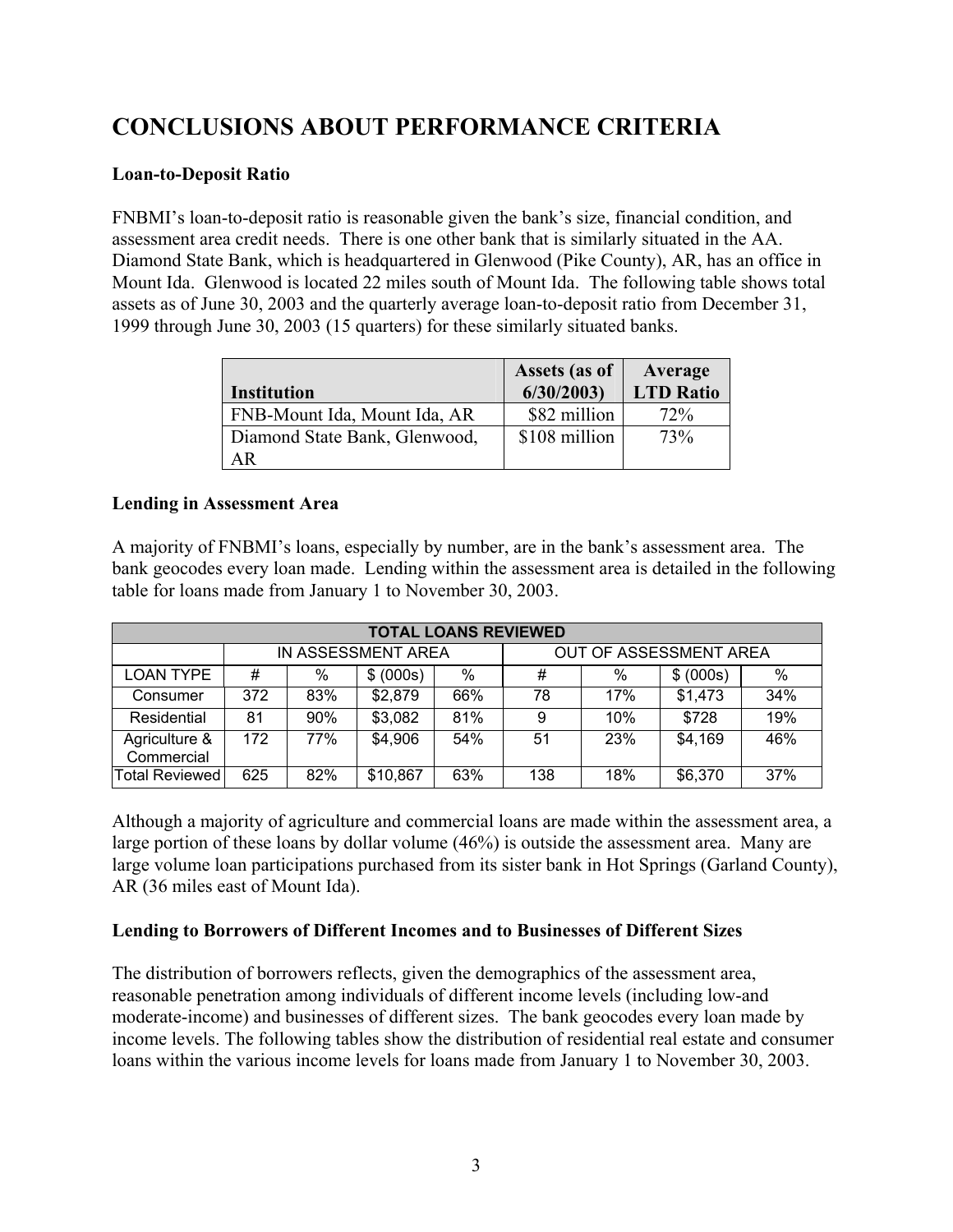# CONCLUSIONS ABOUT PERFORMANCE CRITERIA

**Loan-to-Deposit Ratio**

FNBMI's loan-to-deposit ratio is reasonable given the bank's size, financial condition, and assessment area credit needs. There is one other bank that is similarly situated in the AA. Diamond State Bank, which is headquartered in Glenwood (Pike County), AR, has an office in Mount Ida. Glenwood is located 22 miles south of Mount Ida. The following table shows total assets as of June 30, 2003 and the quarterly average loan-to-deposit ratio from December 31, 1999 through June 30, 2003 (15 quarters) for these similarly situated banks.

| Institution | Assets (as of 6/30/2003) | Average LTD Ratio |
|---|---|---|
| FNB-Mount Ida, Mount Ida, AR | $82 million | 72% |
| Diamond State Bank, Glenwood, AR | $108 million | 73% |

**Lending in Assessment Area**

A majority of FNBMI's loans, especially by number, are in the bank's assessment area. The bank geocodes every loan made. Lending within the assessment area is detailed in the following table for loans made from January 1 to November 30, 2003.

| TOTAL LOANS REVIEWED | | | | | | | | |
|---|---|---|---|---|---|---|---|---|
| | IN ASSESSMENT AREA | | | | OUT OF ASSESSMENT AREA | | | |
| LOAN TYPE | # | % | $ (000s) | % | # | % | $ (000s) | % |
| Consumer | 372 | 83% | $2,879 | 66% | 78 | 17% | $1,473 | 34% |
| Residential | 81 | 90% | $3,082 | 81% | 9 | 10% | $728 | 19% |
| Agriculture & Commercial | 172 | 77% | $4,906 | 54% | 51 | 23% | $4,169 | 46% |
| Total Reviewed | 625 | 82% | $10,867 | 63% | 138 | 18% | $6,370 | 37% |

Although a majority of agriculture and commercial loans are made within the assessment area, a large portion of these loans by dollar volume (46%) is outside the assessment area. Many are large volume loan participations purchased from its sister bank in Hot Springs (Garland County), AR (36 miles east of Mount Ida).

**Lending to Borrowers of Different Incomes and to Businesses of Different Sizes**

The distribution of borrowers reflects, given the demographics of the assessment area, reasonable penetration among individuals of different income levels (including low-and moderate-income) and businesses of different sizes. The bank geocodes every loan made by income levels. The following tables show the distribution of residential real estate and consumer loans within the various income levels for loans made from January 1 to November 30, 2003.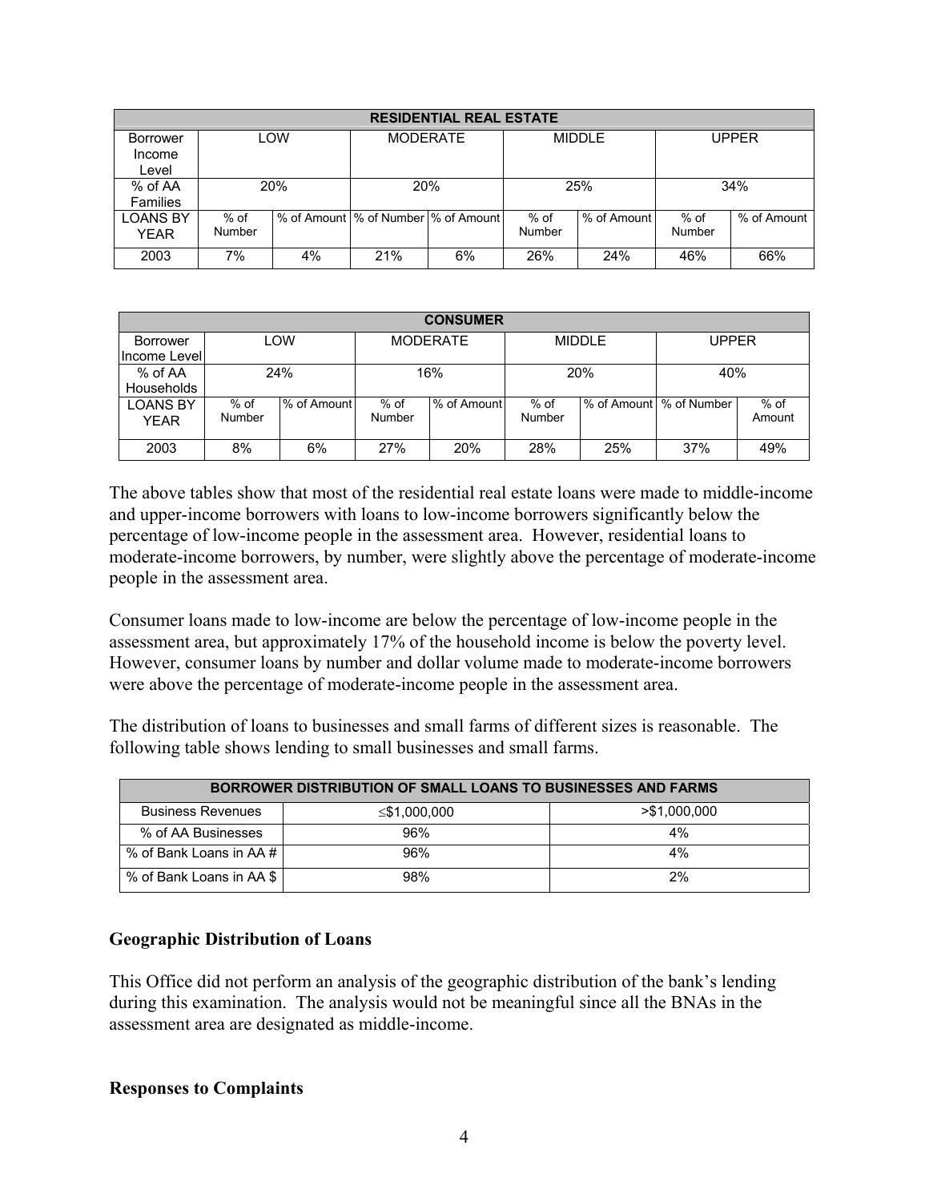| RESIDENTIAL REAL ESTATE | | | | | | | | |
|---|---|---|---|---|---|---|---|---|
| Borrower Income Level | LOW | | MODERATE | | MIDDLE | | UPPER | |
| % of AA Families | 20% | | 20% | | 25% | | 34% | |
| LOANS BY YEAR | % of Number | % of Amount | % of Number | % of Amount | % of Number | % of Amount | % of Number | % of Amount |
| 2003 | 7% | 4% | 21% | 6% | 26% | 24% | 46% | 66% |

| CONSUMER | | | | | | | | |
|---|---|---|---|---|---|---|---|---|
| Borrower Income Level | LOW | | MODERATE | | MIDDLE | | UPPER | |
| % of AA Households | 24% | | 16% | | 20% | | 40% | |
| LOANS BY YEAR | % of Number | % of Amount | % of Number | % of Amount | % of Number | % of Amount | % of Number | % of Amount |
| 2003 | 8% | 6% | 27% | 20% | 28% | 25% | 37% | 49% |

The above tables show that most of the residential real estate loans were made to middle-income and upper-income borrowers with loans to low-income borrowers significantly below the percentage of low-income people in the assessment area. However, residential loans to moderate-income borrowers, by number, were slightly above the percentage of moderate-income people in the assessment area.

Consumer loans made to low-income are below the percentage of low-income people in the assessment area, but approximately 17% of the household income is below the poverty level. However, consumer loans by number and dollar volume made to moderate-income borrowers were above the percentage of moderate-income people in the assessment area.

The distribution of loans to businesses and small farms of different sizes is reasonable. The following table shows lending to small businesses and small farms.

| BORROWER DISTRIBUTION OF SMALL LOANS TO BUSINESSES AND FARMS | | |
|---|---|---|
| Business Revenues | ≤$1,000,000 | >$1,000,000 |
| % of AA Businesses | 96% | 4% |
| % of Bank Loans in AA # | 96% | 4% |
| % of Bank Loans in AA $ | 98% | 2% |

### Geographic Distribution of Loans

This Office did not perform an analysis of the geographic distribution of the bank's lending during this examination. The analysis would not be meaningful since all the BNAs in the assessment area are designated as middle-income.

### Responses to Complaints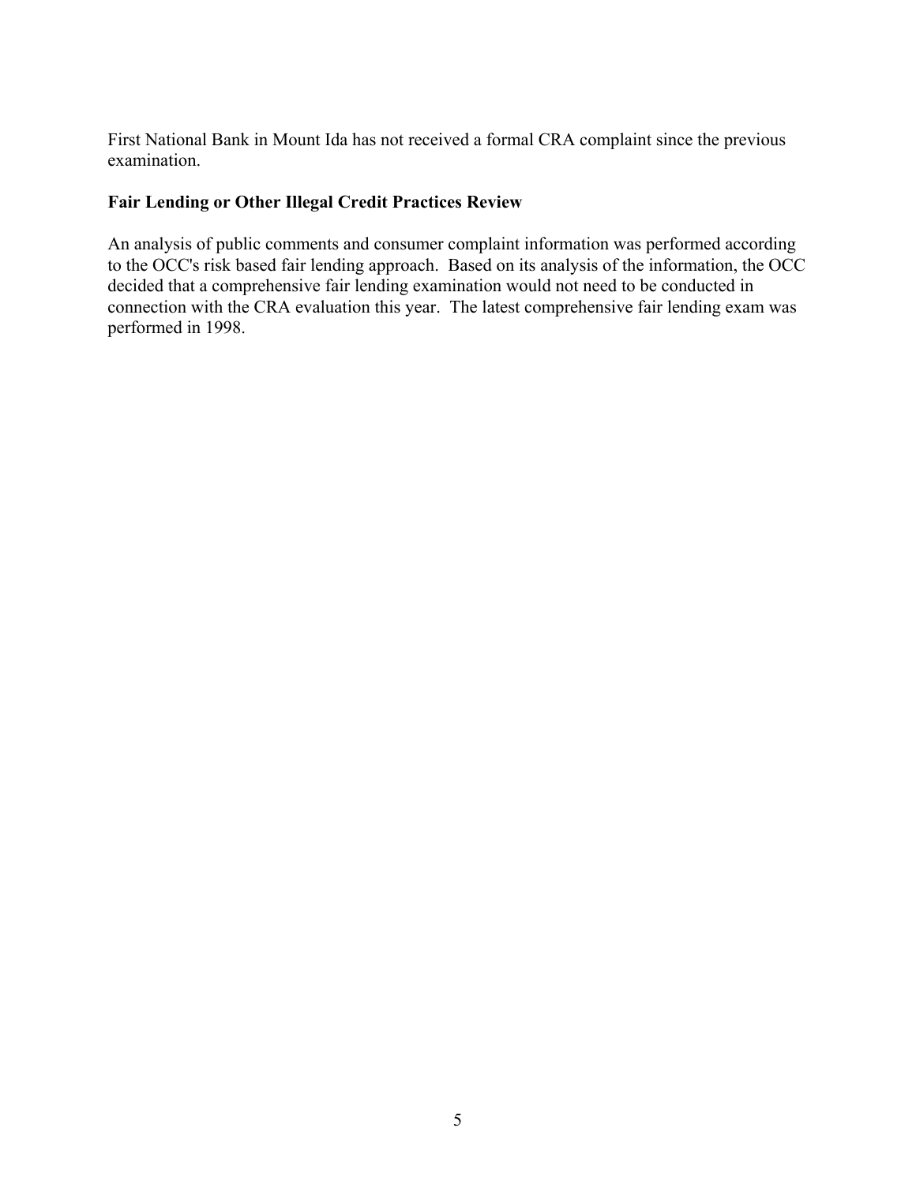First National Bank in Mount Ida has not received a formal CRA complaint since the previous examination.

### Fair Lending or Other Illegal Credit Practices Review

An analysis of public comments and consumer complaint information was performed according to the OCC's risk based fair lending approach. Based on its analysis of the information, the OCC decided that a comprehensive fair lending examination would not need to be conducted in connection with the CRA evaluation this year. The latest comprehensive fair lending exam was performed in 1998.